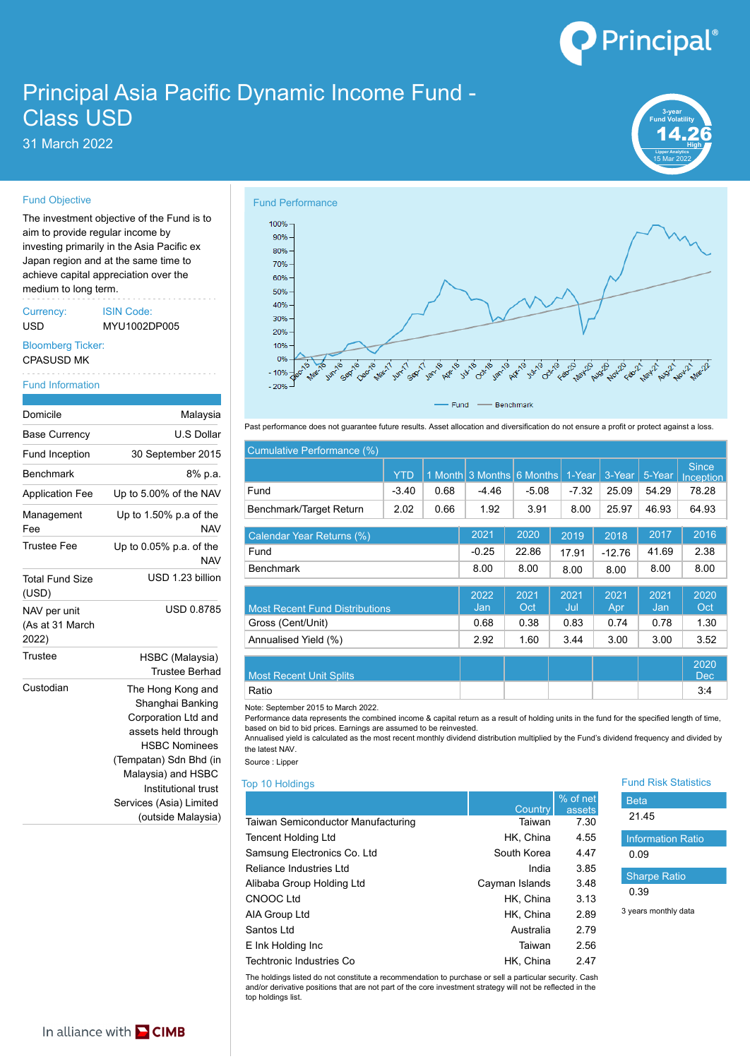# Principal Asia Pacific Dynamic Income Fund - Class USD

31 March 2022

3-year Fund Volatility **14.26** High
Lipper Analytics 15 Mar 2022

## Fund Objective

The investment objective of the Fund is to aim to provide regular income by investing primarily in the Asia Pacific ex Japan region and at the same time to achieve capital appreciation over the medium to long term.

**Currency:** USD

**ISIN Code:** MYU1002DP005

**Bloomberg Ticker:** CPASUSD MK

## Fund Information

| | |
|---|---|
| Domicile | Malaysia |
| Base Currency | U.S Dollar |
| Fund Inception | 30 September 2015 |
| Benchmark | 8% p.a. |
| Application Fee | Up to 5.00% of the NAV |
| Management Fee | Up to 1.50% p.a of the NAV |
| Trustee Fee | Up to 0.05% p.a. of the NAV |
| Total Fund Size (USD) | USD 1.23 billion |
| NAV per unit (As at 31 March 2022) | USD 0.8785 |
| Trustee | HSBC (Malaysia) Trustee Berhad |
| Custodian | The Hong Kong and Shanghai Banking Corporation Ltd and assets held through HSBC Nominees (Tempatan) Sdn Bhd (in Malaysia) and HSBC Institutional trust Services (Asia) Limited (outside Malaysia) |

## Fund Performance

Past performance does not guarantee future results. Asset allocation and diversification do not ensure a profit or protect against a loss.

### Cumulative Performance (%)

| | YTD | 1 Month | 3 Months | 6 Months | 1-Year | 3-Year | 5-Year | Since Inception |
|---|---|---|---|---|---|---|---|---|
| Fund | -3.40 | 0.68 | -4.46 | -5.08 | -7.32 | 25.09 | 54.29 | 78.28 |
| Benchmark/Target Return | 2.02 | 0.66 | 1.92 | 3.91 | 8.00 | 25.97 | 46.93 | 64.93 |

### Calendar Year Returns (%)

| | 2021 | 2020 | 2019 | 2018 | 2017 | 2016 |
|---|---|---|---|---|---|---|
| Fund | -0.25 | 22.86 | 17.91 | -12.76 | 41.69 | 2.38 |
| Benchmark | 8.00 | 8.00 | 8.00 | 8.00 | 8.00 | 8.00 |

### Most Recent Fund Distributions

| | 2022 Jan | 2021 Oct | 2021 Jul | 2021 Apr | 2021 Jan | 2020 Oct |
|---|---|---|---|---|---|---|
| Gross (Cent/Unit) | 0.68 | 0.38 | 0.83 | 0.74 | 0.78 | 1.30 |
| Annualised Yield (%) | 2.92 | 1.60 | 3.44 | 3.00 | 3.00 | 3.52 |

### Most Recent Unit Splits

| | | | | | | 2020 Dec |
|---|---|---|---|---|---|---|
| Ratio | | | | | | 3:4 |

Note: September 2015 to March 2022.
Performance data represents the combined income & capital return as a result of holding units in the fund for the specified length of time, based on bid to bid prices. Earnings are assumed to be reinvested.
Annualised yield is calculated as the most recent monthly dividend distribution multiplied by the Fund's dividend frequency and divided by the latest NAV.
Source : Lipper

## Top 10 Holdings

| | Country | % of net assets |
|---|---|---|
| Taiwan Semiconductor Manufacturing | Taiwan | 7.30 |
| Tencent Holding Ltd | HK, China | 4.55 |
| Samsung Electronics Co. Ltd | South Korea | 4.47 |
| Reliance Industries Ltd | India | 3.85 |
| Alibaba Group Holding Ltd | Cayman Islands | 3.48 |
| CNOOC Ltd | HK, China | 3.13 |
| AIA Group Ltd | HK, China | 2.89 |
| Santos Ltd | Australia | 2.79 |
| E Ink Holding Inc | Taiwan | 2.56 |
| Techtronic Industries Co | HK, China | 2.47 |

The holdings listed do not constitute a recommendation to purchase or sell a particular security. Cash and/or derivative positions that are not part of the core investment strategy will not be reflected in the top holdings list.

## Fund Risk Statistics

| | |
|---|---|
| Beta | 21.45 |
| Information Ratio | 0.09 |
| Sharpe Ratio | 0.39 |

3 years monthly data

In alliance with CIMB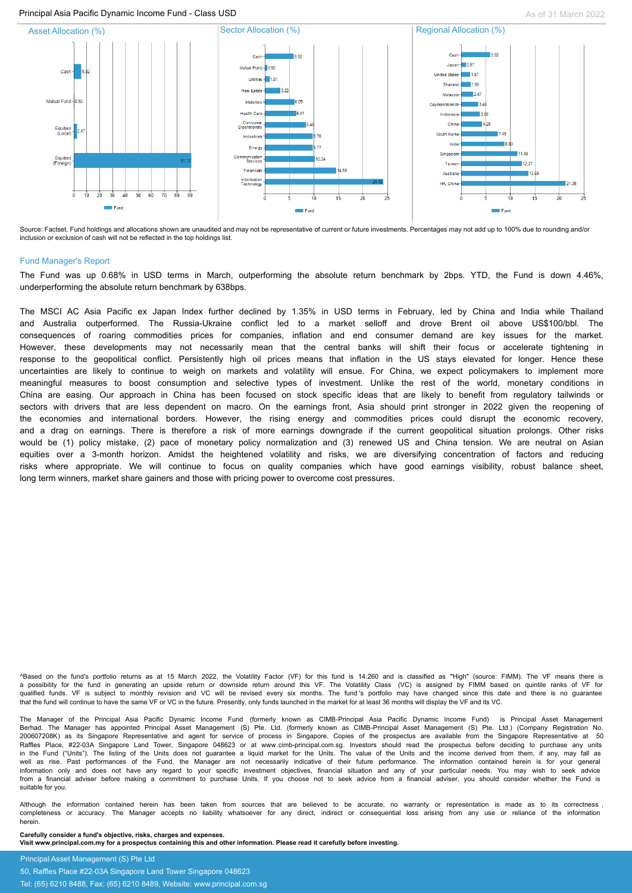Principal Asia Pacific Dynamic Income Fund - Class USD

As of 31 March 2022

## Asset Allocation (%)

Cash 5.92
Mutual Fund 0.50
Equities (Local) 2.47
Equities (Foreign) 91.12

0 10 20 30 40 50 60 70 80 90

Fund

## Sector Allocation (%)

Cash 5.92
Mutual Fund 0.50
Utilities 1.61
Real Estate 3.22
Materials 6.05
Health Care 6.41
Consumer Discretionary 8.46
Industrials 9.76
Energy 9.77
Communication Services 10.24
Financials 14.59
Information Technology 24.13

0 5 10 15 20 25

Fund

## Regional Allocation (%)

Cash 5.92
Japan 0.97
United States 1.87
Thailand 1.95
Malaysia 2.47
Cayman Islands 3.48
Indonesia 3.88
China 4.28
South Korea 7.49
India 8.80
Singapore 11.49
Taiwan 12.37
Australia 13.69
HK, China 21.35

0 5 10 15 20 25

Fund

Source: Factset. Fund holdings and allocations shown are unaudited and may not be representative of current or future investments. Percentages may not add up to 100% due to rounding and/or inclusion or exclusion of cash will not be reflected in the top holdings list.

## Fund Manager's Report

The Fund was up 0.68% in USD terms in March, outperforming the absolute return benchmark by 2bps. YTD, the Fund is down 4.46%, underperforming the absolute return benchmark by 638bps.

The MSCI AC Asia Pacific ex Japan Index further declined by 1.35% in USD terms in February, led by China and India while Thailand and Australia outperformed. The Russia-Ukraine conflict led to a market selloff and drove Brent oil above US$100/bbl. The consequences of roaring commodities prices for companies, inflation and end consumer demand are key issues for the market. However, these developments may not necessarily mean that the central banks will shift their focus or accelerate tightening in response to the geopolitical conflict. Persistently high oil prices means that inflation in the US stays elevated for longer. Hence these uncertainties are likely to continue to weigh on markets and volatility will ensue. For China, we expect policymakers to implement more meaningful measures to boost consumption and selective types of investment. Unlike the rest of the world, monetary conditions in China are easing. Our approach in China has been focused on stock specific ideas that are likely to benefit from regulatory tailwinds or sectors with drivers that are less dependent on macro. On the earnings front, Asia should print stronger in 2022 given the reopening of the economies and international borders. However, the rising energy and commodities prices could disrupt the economic recovery, and a drag on earnings. There is therefore a risk of more earnings downgrade if the current geopolitical situation prolongs. Other risks would be (1) policy mistake, (2) pace of monetary policy normalization and (3) renewed US and China tension. We are neutral on Asian equities over a 3-month horizon. Amidst the heightened volatility and risks, we are diversifying concentration of factors and reducing risks where appropriate. We will continue to focus on quality companies which have good earnings visibility, robust balance sheet, long term winners, market share gainers and those with pricing power to overcome cost pressures.

^Based on the fund's portfolio returns as at 15 March 2022, the Volatility Factor (VF) for this fund is 14.260 and is classified as "High" (source: FIMM). The VF means there is a possibility for the fund in generating an upside return or downside return around this VF. The Volatility Class (VC) is assigned by FIMM based on quintile ranks of VF for qualified funds. VF is subject to monthly revision and VC will be revised every six months. The fund's portfolio may have changed since this date and there is no guarantee that the fund will continue to have the same VF or VC in the future. Presently, only funds launched in the market for at least 36 months will display the VF and its VC.

The Manager of the Principal Asia Pacific Dynamic Income Fund (formerly known as CIMB-Principal Asia Pacific Dynamic Income Fund) is Principal Asset Management Berhad. The Manager has appointed Principal Asset Management (S) Pte. Ltd. (formerly known as CIMB-Principal Asset Management (S) Pte. Ltd.) (Company Registration No. 200607208K) as its Singapore Representative and agent for service of process in Singapore. Copies of the prospectus are available from the Singapore Representative at 50 Raffles Place, #22-03A Singapore Land Tower, Singapore 048623 or at www.cimb-principal.com.sg. Investors should read the prospectus before deciding to purchase any units in the Fund ("Units"). The listing of the Units does not guarantee a liquid market for the Units. The value of the Units and the income derived from them, if any, may fall as well as rise. Past performances of the Fund, the Manager are not necessarily indicative of their future performance. The information contained herein is for your general information only and does not have any regard to your specific investment objectives, financial situation and any of your particular needs. You may wish to seek advice from a financial adviser before making a commitment to purchase Units. If you choose not to seek advice from a financial adviser, you should consider whether the Fund is suitable for you.

Although the information contained herein has been taken from sources that are believed to be accurate, no warranty or representation is made as to its correctness, completeness or accuracy. The Manager accepts no liability whatsoever for any direct, indirect or consequential loss arising from any use or reliance of the information herein.

**Carefully consider a fund's objective, risks, charges and expenses.**
**Visit www.principal.com.my for a prospectus containing this and other information. Please read it carefully before investing.**

Principal Asset Management (S) Pte Ltd
50, Raffles Place #22-03A Singapore Land Tower Singapore 048623
Tel: (65) 6210 8488, Fax: (65) 6210 8489, Website: www.principal.com.sg